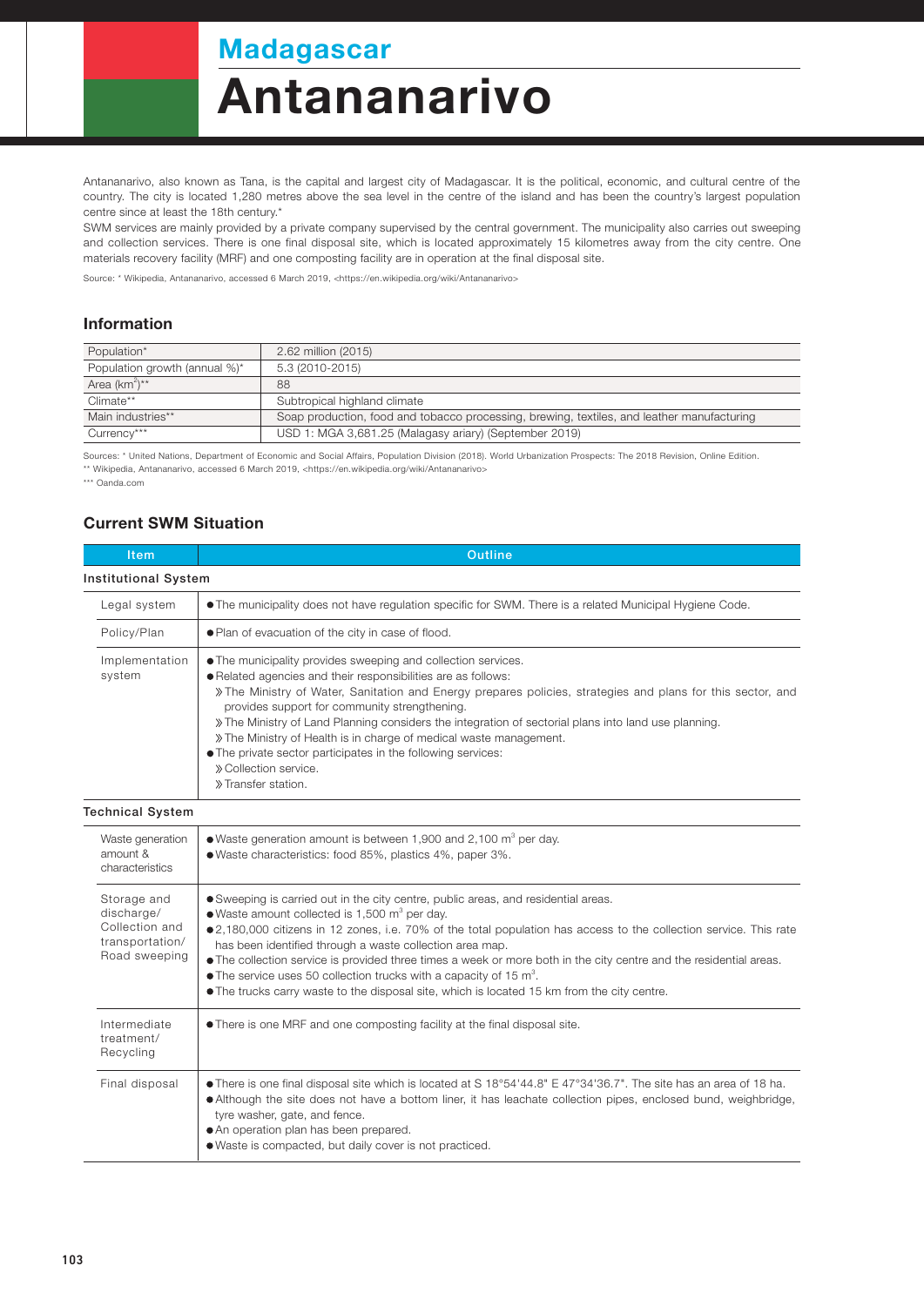# Madagascar

# Antananarivo

Antananarivo, also known as Tana, is the capital and largest city of Madagascar. It is the political, economic, and cultural centre of the country. The city is located 1,280 metres above the sea level in the centre of the island and has been the country's largest population centre since at least the 18th century.*

SWM services are mainly provided by a private company supervised by the central government. The municipality also carries out sweeping and collection services. There is one final disposal site, which is located approximately 15 kilometres away from the city centre. One materials recovery facility (MRF) and one composting facility are in operation at the final disposal site.

Source: * Wikipedia, Antananarivo, accessed 6 March 2019, <https://en.wikipedia.org/wiki/Antananarivo>

## Information

| | |
|---|---|
| Population* | 2.62 million (2015) |
| Population growth (annual %)* | 5.3 (2010-2015) |
| Area ($km^2$)** | 88 |
| Climate** | Subtropical highland climate |
| Main industries** | Soap production, food and tobacco processing, brewing, textiles, and leather manufacturing |
| Currency*** | USD 1: MGA 3,681.25 (Malagasy ariary) (September 2019) |

Sources: * United Nations, Department of Economic and Social Affairs, Population Division (2018). World Urbanization Prospects: The 2018 Revision, Online Edition.
** Wikipedia, Antananarivo, accessed 6 March 2019, <https://en.wikipedia.org/wiki/Antananarivo>
*** Oanda.com

## Current SWM Situation

| Item | Outline |
|---|---|
| **Institutional System** | |
| Legal system | ● The municipality does not have regulation specific for SWM. There is a related Municipal Hygiene Code. |
| Policy/Plan | ● Plan of evacuation of the city in case of flood. |
| Implementation system | ● The municipality provides sweeping and collection services.<br>● Related agencies and their responsibilities are as follows:<br>» The Ministry of Water, Sanitation and Energy prepares policies, strategies and plans for this sector, and provides support for community strengthening.<br>» The Ministry of Land Planning considers the integration of sectorial plans into land use planning.<br>» The Ministry of Health is in charge of medical waste management.<br>● The private sector participates in the following services:<br>» Collection service.<br>» Transfer station. |
| **Technical System** | |
| Waste generation amount & characteristics | ● Waste generation amount is between 1,900 and 2,100 $m^3$ per day.<br>● Waste characteristics: food 85%, plastics 4%, paper 3%. |
| Storage and discharge/ Collection and transportation/ Road sweeping | ● Sweeping is carried out in the city centre, public areas, and residential areas.<br>● Waste amount collected is 1,500 $m^3$ per day.<br>● 2,180,000 citizens in 12 zones, i.e. 70% of the total population has access to the collection service. This rate has been identified through a waste collection area map.<br>● The collection service is provided three times a week or more both in the city centre and the residential areas.<br>● The service uses 50 collection trucks with a capacity of 15 $m^3$.<br>● The trucks carry waste to the disposal site, which is located 15 km from the city centre. |
| Intermediate treatment/ Recycling | ● There is one MRF and one composting facility at the final disposal site. |
| Final disposal | ● There is one final disposal site which is located at S 18°54'44.8" E 47°34'36.7". The site has an area of 18 ha.<br>● Although the site does not have a bottom liner, it has leachate collection pipes, enclosed bund, weighbridge, tyre washer, gate, and fence.<br>● An operation plan has been prepared.<br>● Waste is compacted, but daily cover is not practiced. |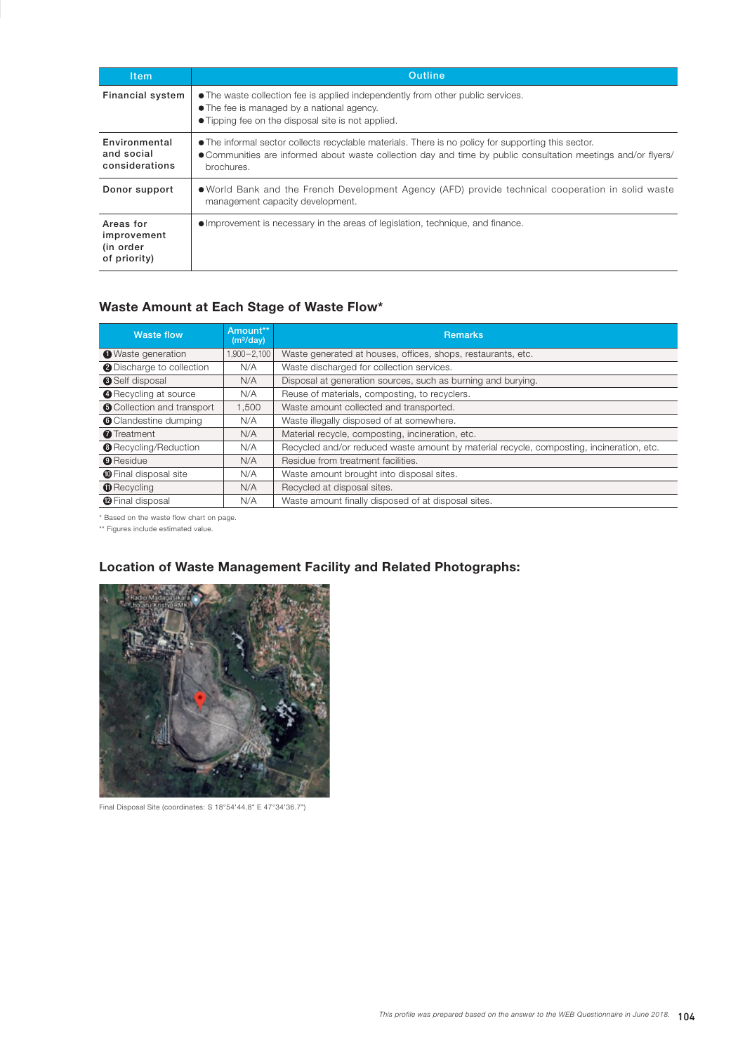| Item | Outline |
|---|---|
| Financial system | ● The waste collection fee is applied independently from other public services.<br>● The fee is managed by a national agency.<br>● Tipping fee on the disposal site is not applied. |
| Environmental and social considerations | ● The informal sector collects recyclable materials. There is no policy for supporting this sector.<br>● Communities are informed about waste collection day and time by public consultation meetings and/or flyers/brochures. |
| Donor support | ● World Bank and the French Development Agency (AFD) provide technical cooperation in solid waste management capacity development. |
| Areas for improvement (in order of priority) | ● Improvement is necessary in the areas of legislation, technique, and finance. |

## Waste Amount at Each Stage of Waste Flow*

| Waste flow | Amount** ($m^3$/day) | Remarks |
|---|---|---|
| ❶ Waste generation | 1,900–2,100 | Waste generated at houses, offices, shops, restaurants, etc. |
| ❷ Discharge to collection | N/A | Waste discharged for collection services. |
| ❸ Self disposal | N/A | Disposal at generation sources, such as burning and burying. |
| ❹ Recycling at source | N/A | Reuse of materials, composting, to recyclers. |
| ❺ Collection and transport | 1,500 | Waste amount collected and transported. |
| ❻ Clandestine dumping | N/A | Waste illegally disposed of at somewhere. |
| ❼ Treatment | N/A | Material recycle, composting, incineration, etc. |
| ❽ Recycling/Reduction | N/A | Recycled and/or reduced waste amount by material recycle, composting, incineration, etc. |
| ❾ Residue | N/A | Residue from treatment facilities. |
| ❿ Final disposal site | N/A | Waste amount brought into disposal sites. |
| ⓫ Recycling | N/A | Recycled at disposal sites. |
| ⓬ Final disposal | N/A | Waste amount finally disposed of at disposal sites. |

\* Based on the waste flow chart on page.

\*\* Figures include estimated value.

## Location of Waste Management Facility and Related Photographs:

Final Disposal Site (coordinates: S 18°54'44.8" E 47°34'36.7")

*This profile was prepared based on the answer to the WEB Questionnaire in June 2018.*